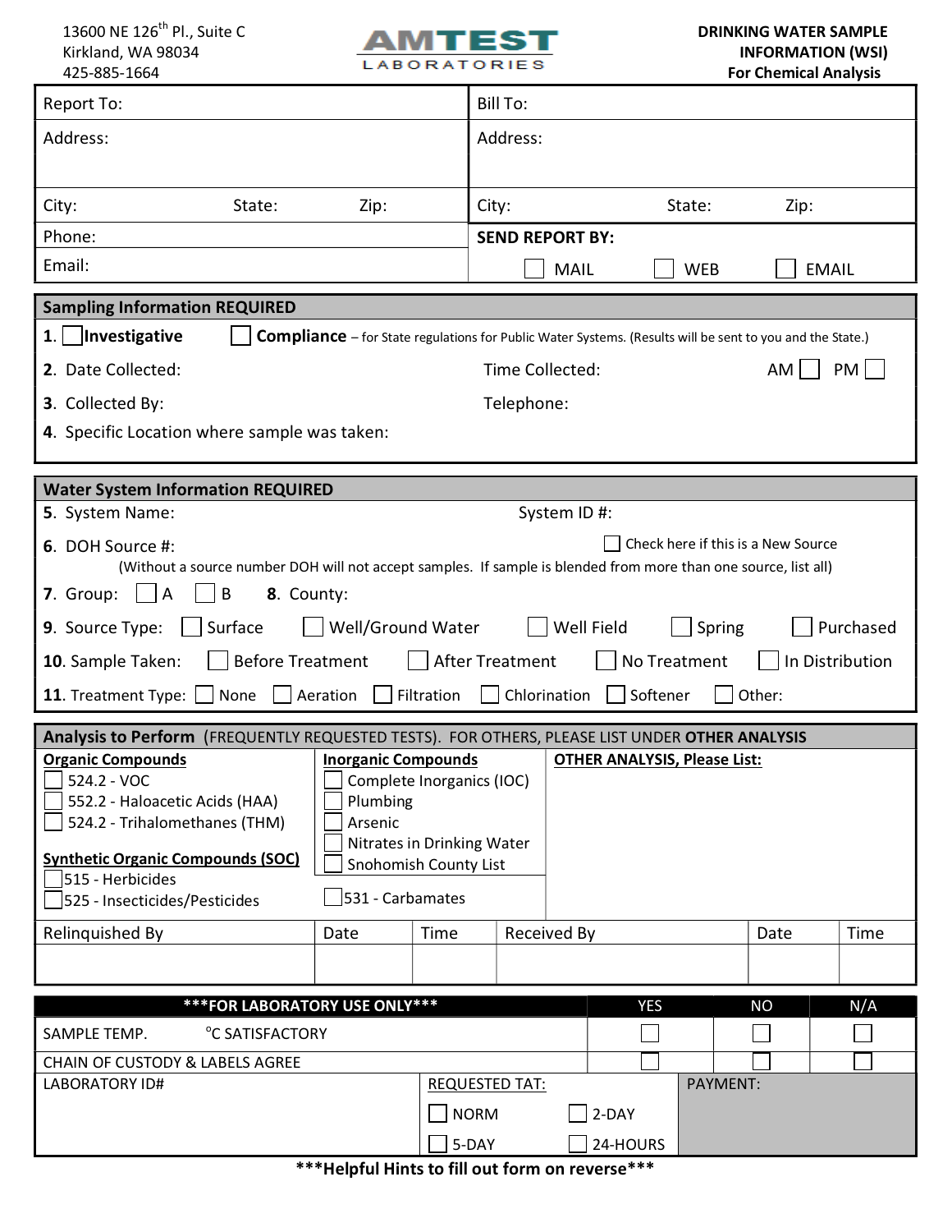13600 NE 126th Pl., Suite C
Kirkland, WA 98034
425-885-1664

AMTEST LABORATORIES

**DRINKING WATER SAMPLE INFORMATION (WSI)**
**For Chemical Analysis**

| Report To: | | | Bill To: | | |
|---|---|---|---|---|---|
| Address: | | | Address: | | |
| City: | State: | Zip: | City: | State: | Zip: |
| Phone: | | | **SEND REPORT BY:** | | |
| Email: | | | ☐ MAIL | ☐ WEB | ☐ EMAIL |

## Sampling Information REQUIRED

**1.** ☐ **Investigative** ☐ **Compliance** – for State regulations for Public Water Systems. (Results will be sent to you and the State.)

**2.** Date Collected: Time Collected: AM ☐ PM ☐

**3.** Collected By: Telephone:

**4.** Specific Location where sample was taken:

## Water System Information REQUIRED

**5.** System Name: System ID #:

**6.** DOH Source #: ☐ Check here if this is a New Source
(Without a source number DOH will not accept samples. If sample is blended from more than one source, list all)

**7.** Group: ☐ A ☐ B **8.** County:

**9.** Source Type: ☐ Surface ☐ Well/Ground Water ☐ Well Field ☐ Spring ☐ Purchased

**10.** Sample Taken: ☐ Before Treatment ☐ After Treatment ☐ No Treatment ☐ In Distribution

**11.** Treatment Type: ☐ None ☐ Aeration ☐ Filtration ☐ Chlorination ☐ Softener ☐ Other:

## Analysis to Perform (FREQUENTLY REQUESTED TESTS). FOR OTHERS, PLEASE LIST UNDER **OTHER ANALYSIS**

| **Organic Compounds** | **Inorganic Compounds** | **OTHER ANALYSIS, Please List:** |
|---|---|---|
| ☐ 524.2 - VOC | ☐ Complete Inorganics (IOC) | |
| ☐ 552.2 - Haloacetic Acids (HAA) | ☐ Plumbing | |
| ☐ 524.2 - Trihalomethanes (THM) | ☐ Arsenic | |
| | ☐ Nitrates in Drinking Water | |
| **Synthetic Organic Compounds (SOC)** | ☐ Snohomish County List | |
| ☐ 515 - Herbicides | | |
| ☐ 525 - Insecticides/Pesticides | ☐ 531 - Carbamates | |

| Relinquished By | Date | Time | Received By | Date | Time |
|---|---|---|---|---|---|
| | | | | | |

| ***FOR LABORATORY USE ONLY*** | | YES | NO | N/A |
|---|---|---|---|---|
| SAMPLE TEMP. °C SATISFACTORY | | ☐ | ☐ | ☐ |
| CHAIN OF CUSTODY & LABELS AGREE | | ☐ | ☐ | ☐ |
| LABORATORY ID# | REQUESTED TAT: ☐ NORM ☐ 2-DAY ☐ 5-DAY ☐ 24-HOURS | PAYMENT: | | |

***Helpful Hints to fill out form on reverse***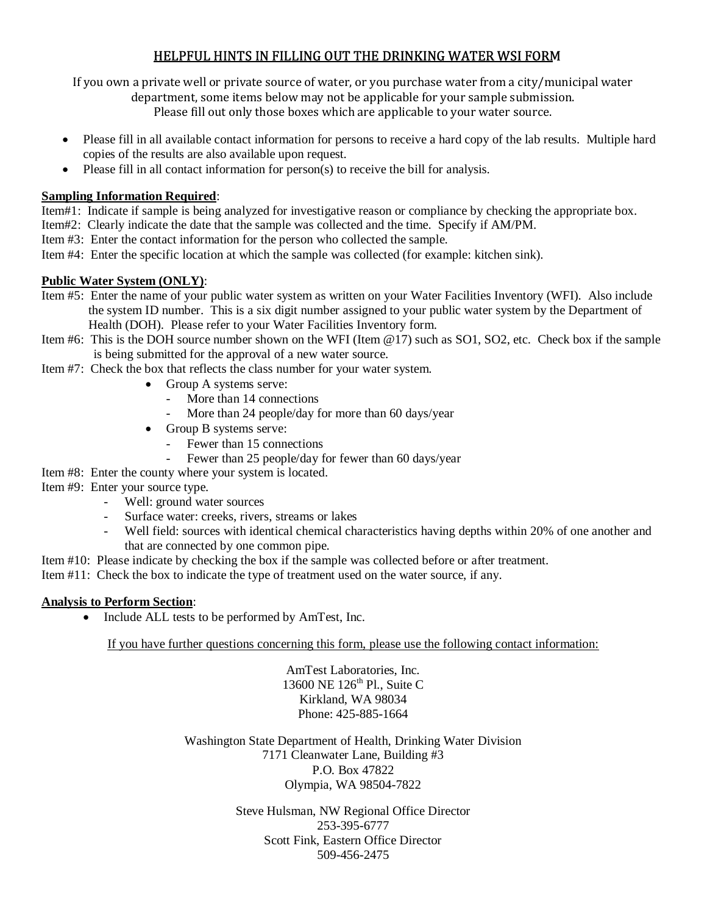## HELPFUL HINTS IN FILLING OUT THE DRINKING WATER WSI FORM

If you own a private well or private source of water, or you purchase water from a city/municipal water department, some items below may not be applicable for your sample submission.
Please fill out only those boxes which are applicable to your water source.

- Please fill in all available contact information for persons to receive a hard copy of the lab results. Multiple hard copies of the results are also available upon request.
- Please fill in all contact information for person(s) to receive the bill for analysis.

**Sampling Information Required**:

Item#1: Indicate if sample is being analyzed for investigative reason or compliance by checking the appropriate box.
Item#2: Clearly indicate the date that the sample was collected and the time. Specify if AM/PM.
Item #3: Enter the contact information for the person who collected the sample.
Item #4: Enter the specific location at which the sample was collected (for example: kitchen sink).

**Public Water System (ONLY)**:

Item #5: Enter the name of your public water system as written on your Water Facilities Inventory (WFI). Also include the system ID number. This is a six digit number assigned to your public water system by the Department of Health (DOH). Please refer to your Water Facilities Inventory form.
Item #6: This is the DOH source number shown on the WFI (Item @17) such as SO1, SO2, etc. Check box if the sample is being submitted for the approval of a new water source.
Item #7: Check the box that reflects the class number for your water system.

- Group A systems serve:
  - More than 14 connections
  - More than 24 people/day for more than 60 days/year
- Group B systems serve:
  - Fewer than 15 connections
  - Fewer than 25 people/day for fewer than 60 days/year

Item #8: Enter the county where your system is located.
Item #9: Enter your source type.

- Well: ground water sources
- Surface water: creeks, rivers, streams or lakes
- Well field: sources with identical chemical characteristics having depths within 20% of one another and that are connected by one common pipe.

Item #10: Please indicate by checking the box if the sample was collected before or after treatment.
Item #11: Check the box to indicate the type of treatment used on the water source, if any.

**Analysis to Perform Section**:

- Include ALL tests to be performed by AmTest, Inc.

If you have further questions concerning this form, please use the following contact information:

AmTest Laboratories, Inc.
13600 NE 126th Pl., Suite C
Kirkland, WA 98034
Phone: 425-885-1664

Washington State Department of Health, Drinking Water Division
7171 Cleanwater Lane, Building #3
P.O. Box 47822
Olympia, WA 98504-7822

Steve Hulsman, NW Regional Office Director
253-395-6777
Scott Fink, Eastern Office Director
509-456-2475